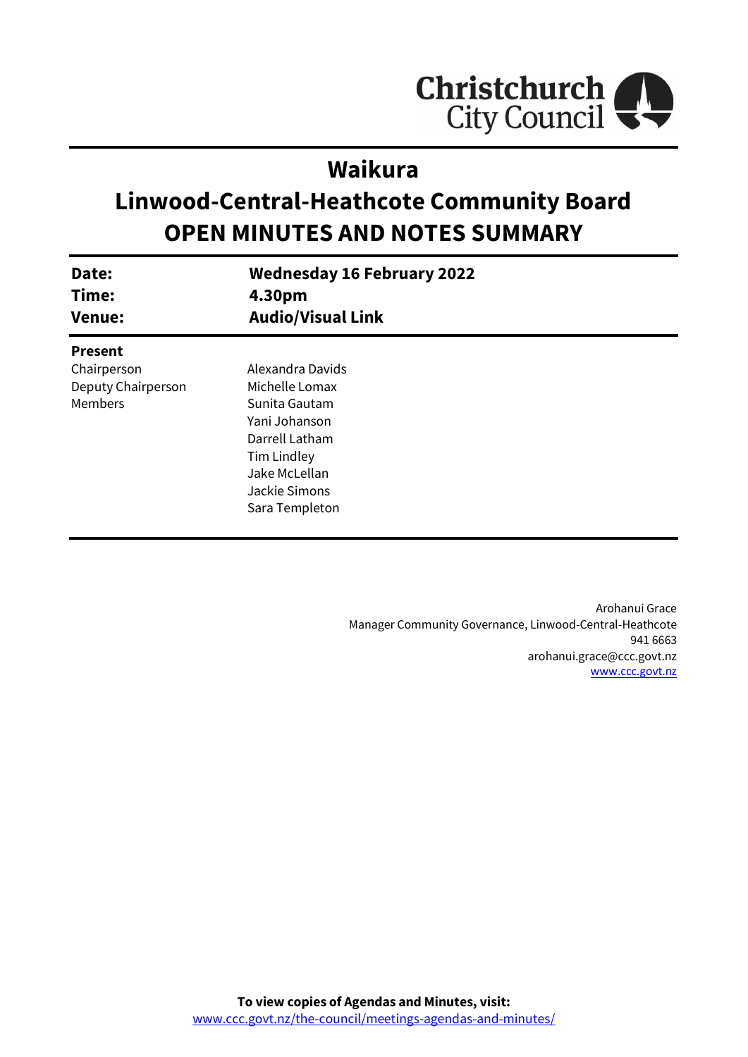Christchurch City Council

# Waikura
# Linwood-Central-Heathcote Community Board
# OPEN MINUTES AND NOTES SUMMARY

| | |
|---|---|
| **Date:** | **Wednesday 16 February 2022** |
| **Time:** | **4.30pm** |
| **Venue:** | **Audio/Visual Link** |

**Present**

| | |
|---|---|
| Chairperson | Alexandra Davids |
| Deputy Chairperson | Michelle Lomax |
| Members | Sunita Gautam |
| | Yani Johanson |
| | Darrell Latham |
| | Tim Lindley |
| | Jake McLellan |
| | Jackie Simons |
| | Sara Templeton |

Arohanui Grace
Manager Community Governance, Linwood-Central-Heathcote
941 6663
arohanui.grace@ccc.govt.nz
www.ccc.govt.nz

**To view copies of Agendas and Minutes, visit:**
www.ccc.govt.nz/the-council/meetings-agendas-and-minutes/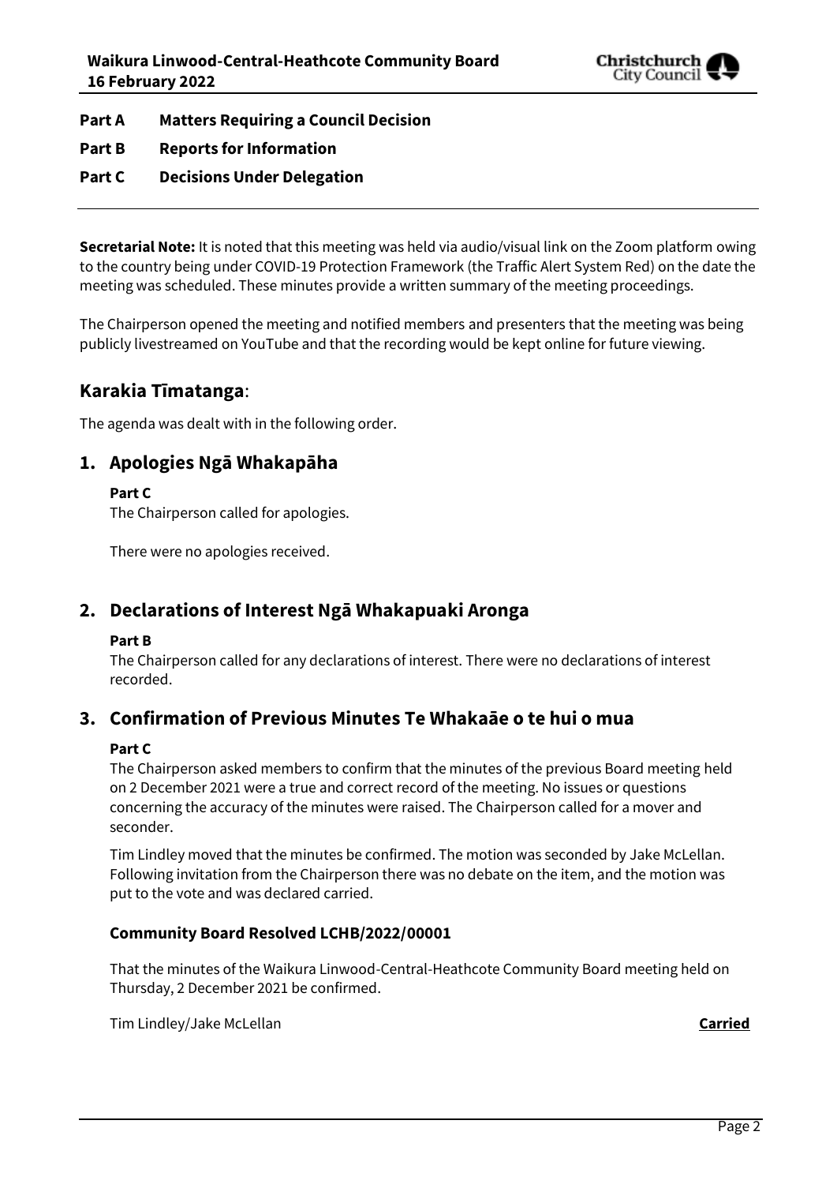**Part A Matters Requiring a Council Decision**

**Part B Reports for Information**

**Part C Decisions Under Delegation**

---

**Secretarial Note:** It is noted that this meeting was held via audio/visual link on the Zoom platform owing to the country being under COVID-19 Protection Framework (the Traffic Alert System Red) on the date the meeting was scheduled. These minutes provide a written summary of the meeting proceedings.

The Chairperson opened the meeting and notified members and presenters that the meeting was being publicly livestreamed on YouTube and that the recording would be kept online for future viewing.

## Karakia Tīmatanga:

The agenda was dealt with in the following order.

## 1. Apologies Ngā Whakapāha

**Part C**

The Chairperson called for apologies.

There were no apologies received.

## 2. Declarations of Interest Ngā Whakapuaki Aronga

**Part B**

The Chairperson called for any declarations of interest. There were no declarations of interest recorded.

## 3. Confirmation of Previous Minutes Te Whakaāe o te hui o mua

**Part C**

The Chairperson asked members to confirm that the minutes of the previous Board meeting held on 2 December 2021 were a true and correct record of the meeting. No issues or questions concerning the accuracy of the minutes were raised. The Chairperson called for a mover and seconder.

Tim Lindley moved that the minutes be confirmed. The motion was seconded by Jake McLellan. Following invitation from the Chairperson there was no debate on the item, and the motion was put to the vote and was declared carried.

### Community Board Resolved LCHB/2022/00001

That the minutes of the Waikura Linwood-Central-Heathcote Community Board meeting held on Thursday, 2 December 2021 be confirmed.

Tim Lindley/Jake McLellan **Carried**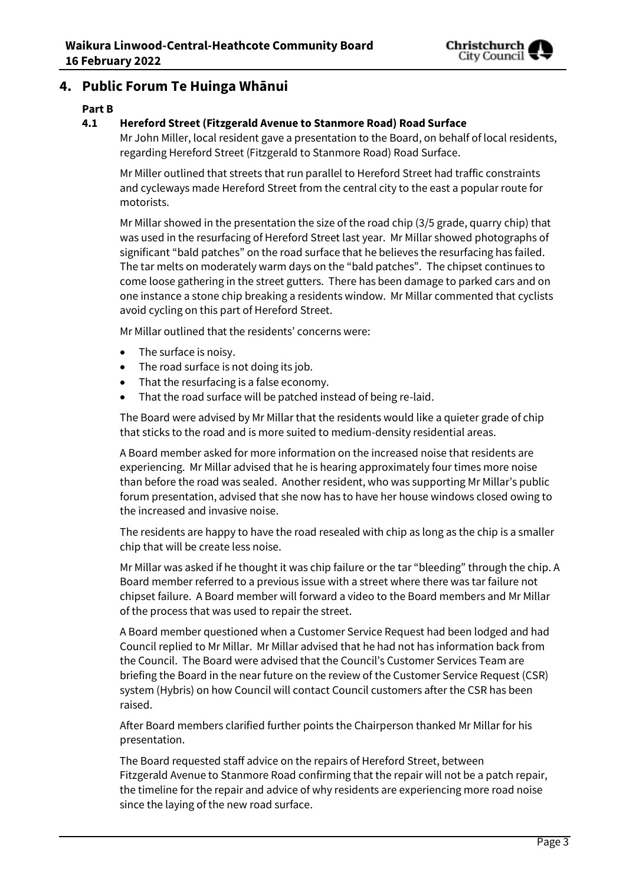## 4. Public Forum Te Huinga Whānui

**Part B**

### 4.1 Hereford Street (Fitzgerald Avenue to Stanmore Road) Road Surface

Mr John Miller, local resident gave a presentation to the Board, on behalf of local residents, regarding Hereford Street (Fitzgerald to Stanmore Road) Road Surface.

Mr Miller outlined that streets that run parallel to Hereford Street had traffic constraints and cycleways made Hereford Street from the central city to the east a popular route for motorists.

Mr Millar showed in the presentation the size of the road chip (3/5 grade, quarry chip) that was used in the resurfacing of Hereford Street last year. Mr Millar showed photographs of significant "bald patches" on the road surface that he believes the resurfacing has failed. The tar melts on moderately warm days on the "bald patches". The chipset continues to come loose gathering in the street gutters. There has been damage to parked cars and on one instance a stone chip breaking a residents window. Mr Millar commented that cyclists avoid cycling on this part of Hereford Street.

Mr Millar outlined that the residents' concerns were:

- The surface is noisy.
- The road surface is not doing its job.
- That the resurfacing is a false economy.
- That the road surface will be patched instead of being re-laid.

The Board were advised by Mr Millar that the residents would like a quieter grade of chip that sticks to the road and is more suited to medium-density residential areas.

A Board member asked for more information on the increased noise that residents are experiencing. Mr Millar advised that he is hearing approximately four times more noise than before the road was sealed. Another resident, who was supporting Mr Millar's public forum presentation, advised that she now has to have her house windows closed owing to the increased and invasive noise.

The residents are happy to have the road resealed with chip as long as the chip is a smaller chip that will be create less noise.

Mr Millar was asked if he thought it was chip failure or the tar "bleeding" through the chip. A Board member referred to a previous issue with a street where there was tar failure not chipset failure. A Board member will forward a video to the Board members and Mr Millar of the process that was used to repair the street.

A Board member questioned when a Customer Service Request had been lodged and had Council replied to Mr Millar. Mr Millar advised that he had not has information back from the Council. The Board were advised that the Council's Customer Services Team are briefing the Board in the near future on the review of the Customer Service Request (CSR) system (Hybris) on how Council will contact Council customers after the CSR has been raised.

After Board members clarified further points the Chairperson thanked Mr Millar for his presentation.

The Board requested staff advice on the repairs of Hereford Street, between Fitzgerald Avenue to Stanmore Road confirming that the repair will not be a patch repair, the timeline for the repair and advice of why residents are experiencing more road noise since the laying of the new road surface.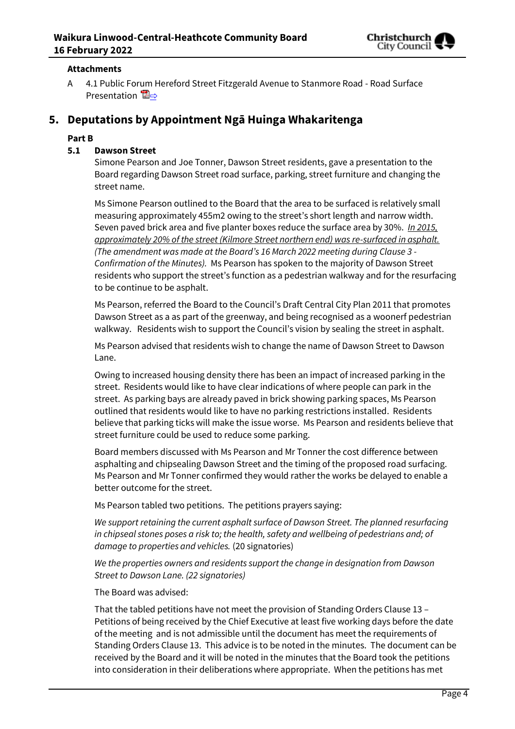**Attachments**

A 4.1 Public Forum Hereford Street Fitzgerald Avenue to Stanmore Road - Road Surface Presentation

## 5. Deputations by Appointment Ngā Huinga Whakaritenga

**Part B**

### 5.1 Dawson Street

Simone Pearson and Joe Tonner, Dawson Street residents, gave a presentation to the Board regarding Dawson Street road surface, parking, street furniture and changing the street name.

Ms Simone Pearson outlined to the Board that the area to be surfaced is relatively small measuring approximately 455m2 owing to the street's short length and narrow width. Seven paved brick area and five planter boxes reduce the surface area by 30%. *In 2015, approximately 20% of the street (Kilmore Street northern end) was re-surfaced in asphalt. (The amendment was made at the Board's 16 March 2022 meeting during Clause 3 - Confirmation of the Minutes).* Ms Pearson has spoken to the majority of Dawson Street residents who support the street's function as a pedestrian walkway and for the resurfacing to be continue to be asphalt.

Ms Pearson, referred the Board to the Council's Draft Central City Plan 2011 that promotes Dawson Street as a as part of the greenway, and being recognised as a woonerf pedestrian walkway. Residents wish to support the Council's vision by sealing the street in asphalt.

Ms Pearson advised that residents wish to change the name of Dawson Street to Dawson Lane.

Owing to increased housing density there has been an impact of increased parking in the street. Residents would like to have clear indications of where people can park in the street. As parking bays are already paved in brick showing parking spaces, Ms Pearson outlined that residents would like to have no parking restrictions installed. Residents believe that parking ticks will make the issue worse. Ms Pearson and residents believe that street furniture could be used to reduce some parking.

Board members discussed with Ms Pearson and Mr Tonner the cost difference between asphalting and chipsealing Dawson Street and the timing of the proposed road surfacing. Ms Pearson and Mr Tonner confirmed they would rather the works be delayed to enable a better outcome for the street.

Ms Pearson tabled two petitions. The petitions prayers saying:

*We support retaining the current asphalt surface of Dawson Street. The planned resurfacing in chipseal stones poses a risk to; the health, safety and wellbeing of pedestrians and; of damage to properties and vehicles.* (20 signatories)

*We the properties owners and residents support the change in designation from Dawson Street to Dawson Lane. (22 signatories)*

The Board was advised:

That the tabled petitions have not meet the provision of Standing Orders Clause 13 – Petitions of being received by the Chief Executive at least five working days before the date of the meeting and is not admissible until the document has meet the requirements of Standing Orders Clause 13. This advice is to be noted in the minutes. The document can be received by the Board and it will be noted in the minutes that the Board took the petitions into consideration in their deliberations where appropriate. When the petitions has met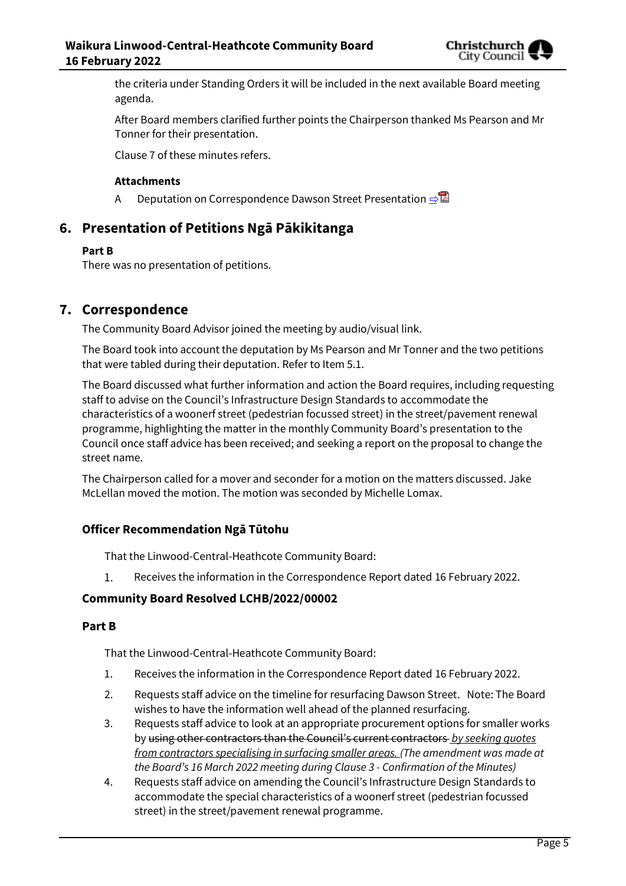the criteria under Standing Orders it will be included in the next available Board meeting agenda.

After Board members clarified further points the Chairperson thanked Ms Pearson and Mr Tonner for their presentation.

Clause 7 of these minutes refers.

**Attachments**

A Deputation on Correspondence Dawson Street Presentation ⇨

## 6. Presentation of Petitions Ngā Pākikitanga

**Part B**

There was no presentation of petitions.

## 7. Correspondence

The Community Board Advisor joined the meeting by audio/visual link.

The Board took into account the deputation by Ms Pearson and Mr Tonner and the two petitions that were tabled during their deputation. Refer to Item 5.1.

The Board discussed what further information and action the Board requires, including requesting staff to advise on the Council's Infrastructure Design Standards to accommodate the characteristics of a woonerf street (pedestrian focussed street) in the street/pavement renewal programme, highlighting the matter in the monthly Community Board's presentation to the Council once staff advice has been received; and seeking a report on the proposal to change the street name.

The Chairperson called for a mover and seconder for a motion on the matters discussed. Jake McLellan moved the motion. The motion was seconded by Michelle Lomax.

### Officer Recommendation Ngā Tūtohu

That the Linwood-Central-Heathcote Community Board:

1. Receives the information in the Correspondence Report dated 16 February 2022.

### Community Board Resolved LCHB/2022/00002

**Part B**

That the Linwood-Central-Heathcote Community Board:

1. Receives the information in the Correspondence Report dated 16 February 2022.
2. Requests staff advice on the timeline for resurfacing Dawson Street. Note: The Board wishes to have the information well ahead of the planned resurfacing.
3. Requests staff advice to look at an appropriate procurement options for smaller works by ~~using other contractors than the Council's current contractors~~ *by seeking quotes from contractors specialising in surfacing smaller areas. (The amendment was made at the Board's 16 March 2022 meeting during Clause 3 - Confirmation of the Minutes)*
4. Requests staff advice on amending the Council's Infrastructure Design Standards to accommodate the special characteristics of a woonerf street (pedestrian focussed street) in the street/pavement renewal programme.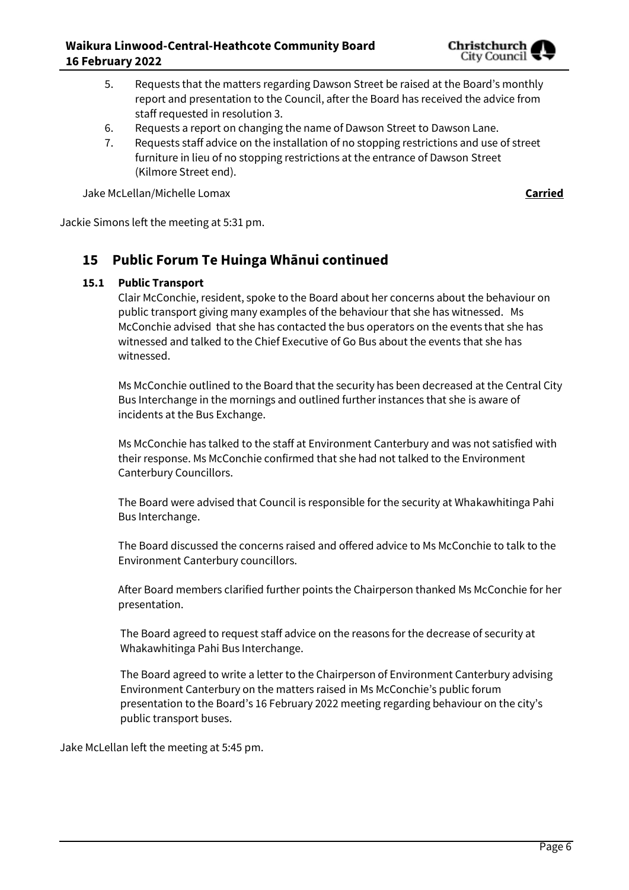5. Requests that the matters regarding Dawson Street be raised at the Board's monthly report and presentation to the Council, after the Board has received the advice from staff requested in resolution 3.
6. Requests a report on changing the name of Dawson Street to Dawson Lane.
7. Requests staff advice on the installation of no stopping restrictions and use of street furniture in lieu of no stopping restrictions at the entrance of Dawson Street (Kilmore Street end).

Jake McLellan/Michelle Lomax **Carried**

Jackie Simons left the meeting at 5:31 pm.

## 15 Public Forum Te Huinga Whānui continued

### 15.1 Public Transport

Clair McConchie, resident, spoke to the Board about her concerns about the behaviour on public transport giving many examples of the behaviour that she has witnessed. Ms McConchie advised that she has contacted the bus operators on the events that she has witnessed and talked to the Chief Executive of Go Bus about the events that she has witnessed.

Ms McConchie outlined to the Board that the security has been decreased at the Central City Bus Interchange in the mornings and outlined further instances that she is aware of incidents at the Bus Exchange.

Ms McConchie has talked to the staff at Environment Canterbury and was not satisfied with their response. Ms McConchie confirmed that she had not talked to the Environment Canterbury Councillors.

The Board were advised that Council is responsible for the security at Whakawhitinga Pahi Bus Interchange.

The Board discussed the concerns raised and offered advice to Ms McConchie to talk to the Environment Canterbury councillors.

After Board members clarified further points the Chairperson thanked Ms McConchie for her presentation.

The Board agreed to request staff advice on the reasons for the decrease of security at Whakawhitinga Pahi Bus Interchange.

The Board agreed to write a letter to the Chairperson of Environment Canterbury advising Environment Canterbury on the matters raised in Ms McConchie's public forum presentation to the Board's 16 February 2022 meeting regarding behaviour on the city's public transport buses.

Jake McLellan left the meeting at 5:45 pm.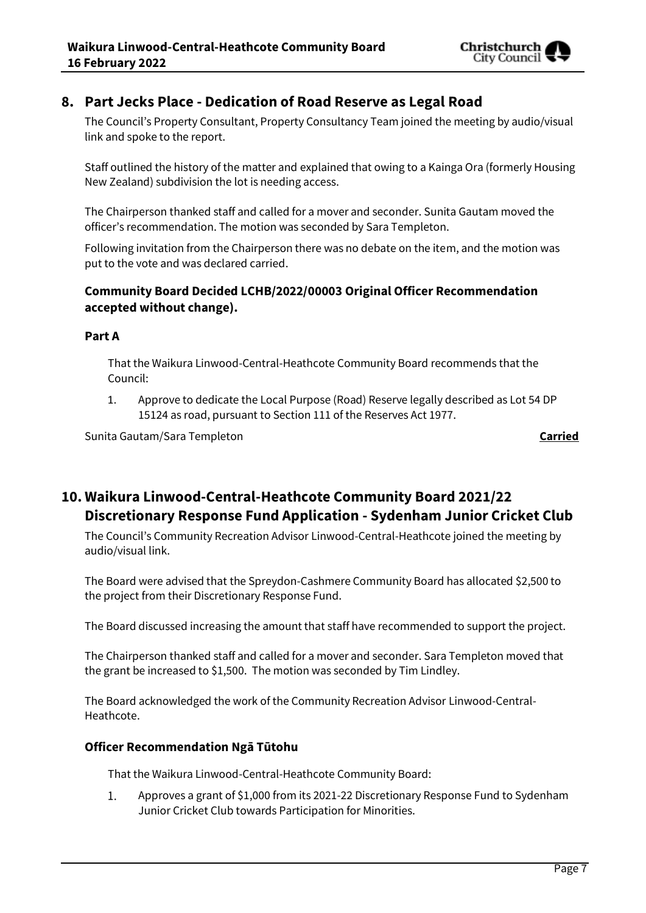## 8. Part Jecks Place - Dedication of Road Reserve as Legal Road

The Council's Property Consultant, Property Consultancy Team joined the meeting by audio/visual link and spoke to the report.

Staff outlined the history of the matter and explained that owing to a Kainga Ora (formerly Housing New Zealand) subdivision the lot is needing access.

The Chairperson thanked staff and called for a mover and seconder. Sunita Gautam moved the officer's recommendation. The motion was seconded by Sara Templeton.

Following invitation from the Chairperson there was no debate on the item, and the motion was put to the vote and was declared carried.

### Community Board Decided LCHB/2022/00003 Original Officer Recommendation accepted without change).

#### Part A

That the Waikura Linwood-Central-Heathcote Community Board recommends that the Council:

1. Approve to dedicate the Local Purpose (Road) Reserve legally described as Lot 54 DP 15124 as road, pursuant to Section 111 of the Reserves Act 1977.

Sunita Gautam/Sara Templeton **Carried**

## 10. Waikura Linwood-Central-Heathcote Community Board 2021/22 Discretionary Response Fund Application - Sydenham Junior Cricket Club

The Council's Community Recreation Advisor Linwood-Central-Heathcote joined the meeting by audio/visual link.

The Board were advised that the Spreydon-Cashmere Community Board has allocated $2,500 to the project from their Discretionary Response Fund.

The Board discussed increasing the amount that staff have recommended to support the project.

The Chairperson thanked staff and called for a mover and seconder. Sara Templeton moved that the grant be increased to $1,500. The motion was seconded by Tim Lindley.

The Board acknowledged the work of the Community Recreation Advisor Linwood-Central-Heathcote.

#### Officer Recommendation Ngā Tūtohu

That the Waikura Linwood-Central-Heathcote Community Board:

1. Approves a grant of $1,000 from its 2021-22 Discretionary Response Fund to Sydenham Junior Cricket Club towards Participation for Minorities.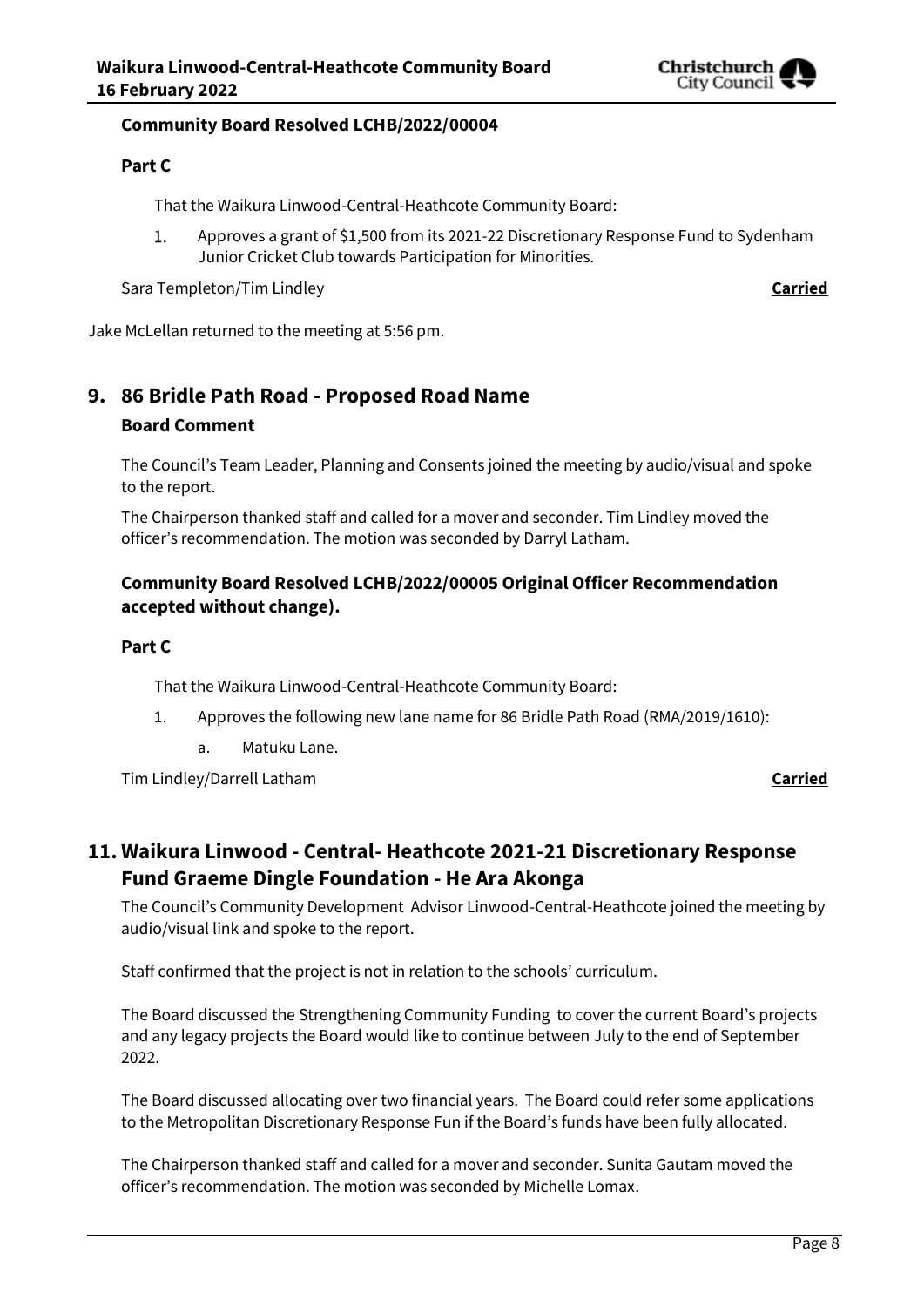**Community Board Resolved LCHB/2022/00004**

**Part C**

That the Waikura Linwood-Central-Heathcote Community Board:

1. Approves a grant of $1,500 from its 2021-22 Discretionary Response Fund to Sydenham Junior Cricket Club towards Participation for Minorities.

Sara Templeton/Tim Lindley **Carried**

Jake McLellan returned to the meeting at 5:56 pm.

## 9. 86 Bridle Path Road - Proposed Road Name

### Board Comment

The Council's Team Leader, Planning and Consents joined the meeting by audio/visual and spoke to the report.

The Chairperson thanked staff and called for a mover and seconder. Tim Lindley moved the officer's recommendation. The motion was seconded by Darryl Latham.

**Community Board Resolved LCHB/2022/00005 Original Officer Recommendation accepted without change).**

**Part C**

That the Waikura Linwood-Central-Heathcote Community Board:

1. Approves the following new lane name for 86 Bridle Path Road (RMA/2019/1610):
   a. Matuku Lane.

Tim Lindley/Darrell Latham **Carried**

## 11. Waikura Linwood - Central- Heathcote 2021-21 Discretionary Response Fund Graeme Dingle Foundation - He Ara Akonga

The Council's Community Development Advisor Linwood-Central-Heathcote joined the meeting by audio/visual link and spoke to the report.

Staff confirmed that the project is not in relation to the schools' curriculum.

The Board discussed the Strengthening Community Funding to cover the current Board's projects and any legacy projects the Board would like to continue between July to the end of September 2022.

The Board discussed allocating over two financial years. The Board could refer some applications to the Metropolitan Discretionary Response Fun if the Board's funds have been fully allocated.

The Chairperson thanked staff and called for a mover and seconder. Sunita Gautam moved the officer's recommendation. The motion was seconded by Michelle Lomax.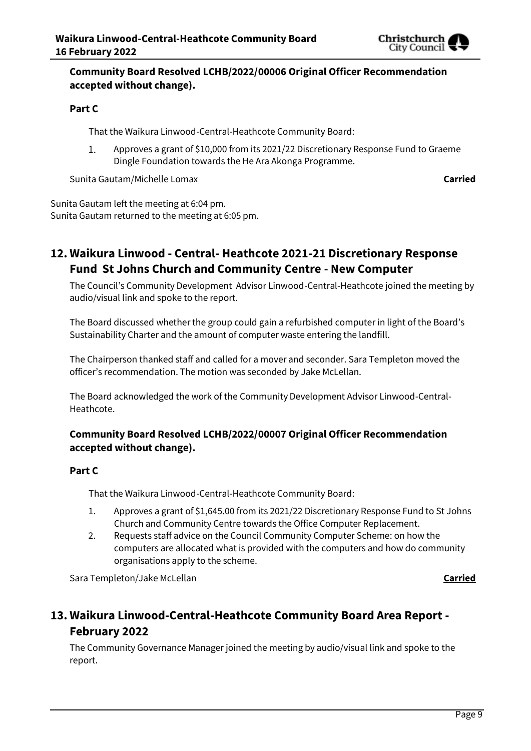**Community Board Resolved LCHB/2022/00006 Original Officer Recommendation accepted without change).**

**Part C**

That the Waikura Linwood-Central-Heathcote Community Board:

1. Approves a grant of $10,000 from its 2021/22 Discretionary Response Fund to Graeme Dingle Foundation towards the He Ara Akonga Programme.

Sunita Gautam/Michelle Lomax **Carried**

Sunita Gautam left the meeting at 6:04 pm.
Sunita Gautam returned to the meeting at 6:05 pm.

## 12. Waikura Linwood - Central- Heathcote 2021-21 Discretionary Response Fund St Johns Church and Community Centre - New Computer

The Council's Community Development Advisor Linwood-Central-Heathcote joined the meeting by audio/visual link and spoke to the report.

The Board discussed whether the group could gain a refurbished computer in light of the Board's Sustainability Charter and the amount of computer waste entering the landfill.

The Chairperson thanked staff and called for a mover and seconder. Sara Templeton moved the officer's recommendation. The motion was seconded by Jake McLellan.

The Board acknowledged the work of the Community Development Advisor Linwood-Central-Heathcote.

**Community Board Resolved LCHB/2022/00007 Original Officer Recommendation accepted without change).**

**Part C**

That the Waikura Linwood-Central-Heathcote Community Board:

1. Approves a grant of $1,645.00 from its 2021/22 Discretionary Response Fund to St Johns Church and Community Centre towards the Office Computer Replacement.
2. Requests staff advice on the Council Community Computer Scheme: on how the computers are allocated what is provided with the computers and how do community organisations apply to the scheme.

Sara Templeton/Jake McLellan **Carried**

## 13. Waikura Linwood-Central-Heathcote Community Board Area Report - February 2022

The Community Governance Manager joined the meeting by audio/visual link and spoke to the report.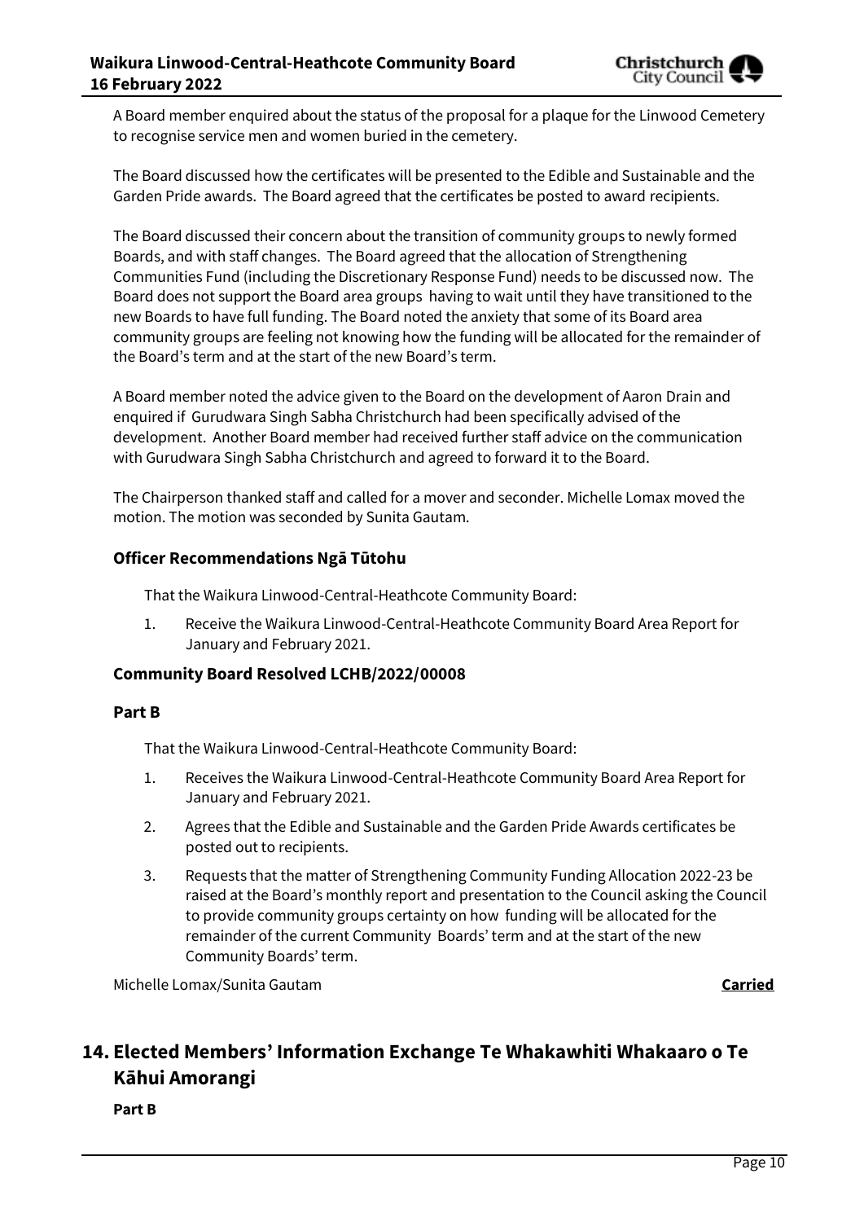A Board member enquired about the status of the proposal for a plaque for the Linwood Cemetery to recognise service men and women buried in the cemetery.

The Board discussed how the certificates will be presented to the Edible and Sustainable and the Garden Pride awards. The Board agreed that the certificates be posted to award recipients.

The Board discussed their concern about the transition of community groups to newly formed Boards, and with staff changes. The Board agreed that the allocation of Strengthening Communities Fund (including the Discretionary Response Fund) needs to be discussed now. The Board does not support the Board area groups having to wait until they have transitioned to the new Boards to have full funding. The Board noted the anxiety that some of its Board area community groups are feeling not knowing how the funding will be allocated for the remainder of the Board's term and at the start of the new Board's term.

A Board member noted the advice given to the Board on the development of Aaron Drain and enquired if Gurudwara Singh Sabha Christchurch had been specifically advised of the development. Another Board member had received further staff advice on the communication with Gurudwara Singh Sabha Christchurch and agreed to forward it to the Board.

The Chairperson thanked staff and called for a mover and seconder. Michelle Lomax moved the motion. The motion was seconded by Sunita Gautam.

### Officer Recommendations Ngā Tūtohu

That the Waikura Linwood-Central-Heathcote Community Board:

1. Receive the Waikura Linwood-Central-Heathcote Community Board Area Report for January and February 2021.

### Community Board Resolved LCHB/2022/00008

**Part B**

That the Waikura Linwood-Central-Heathcote Community Board:

1. Receives the Waikura Linwood-Central-Heathcote Community Board Area Report for January and February 2021.
2. Agrees that the Edible and Sustainable and the Garden Pride Awards certificates be posted out to recipients.
3. Requests that the matter of Strengthening Community Funding Allocation 2022-23 be raised at the Board's monthly report and presentation to the Council asking the Council to provide community groups certainty on how funding will be allocated for the remainder of the current Community Boards' term and at the start of the new Community Boards' term.

Michelle Lomax/Sunita Gautam **Carried**

## 14. Elected Members' Information Exchange Te Whakawhiti Whakaaro o Te Kāhui Amorangi

**Part B**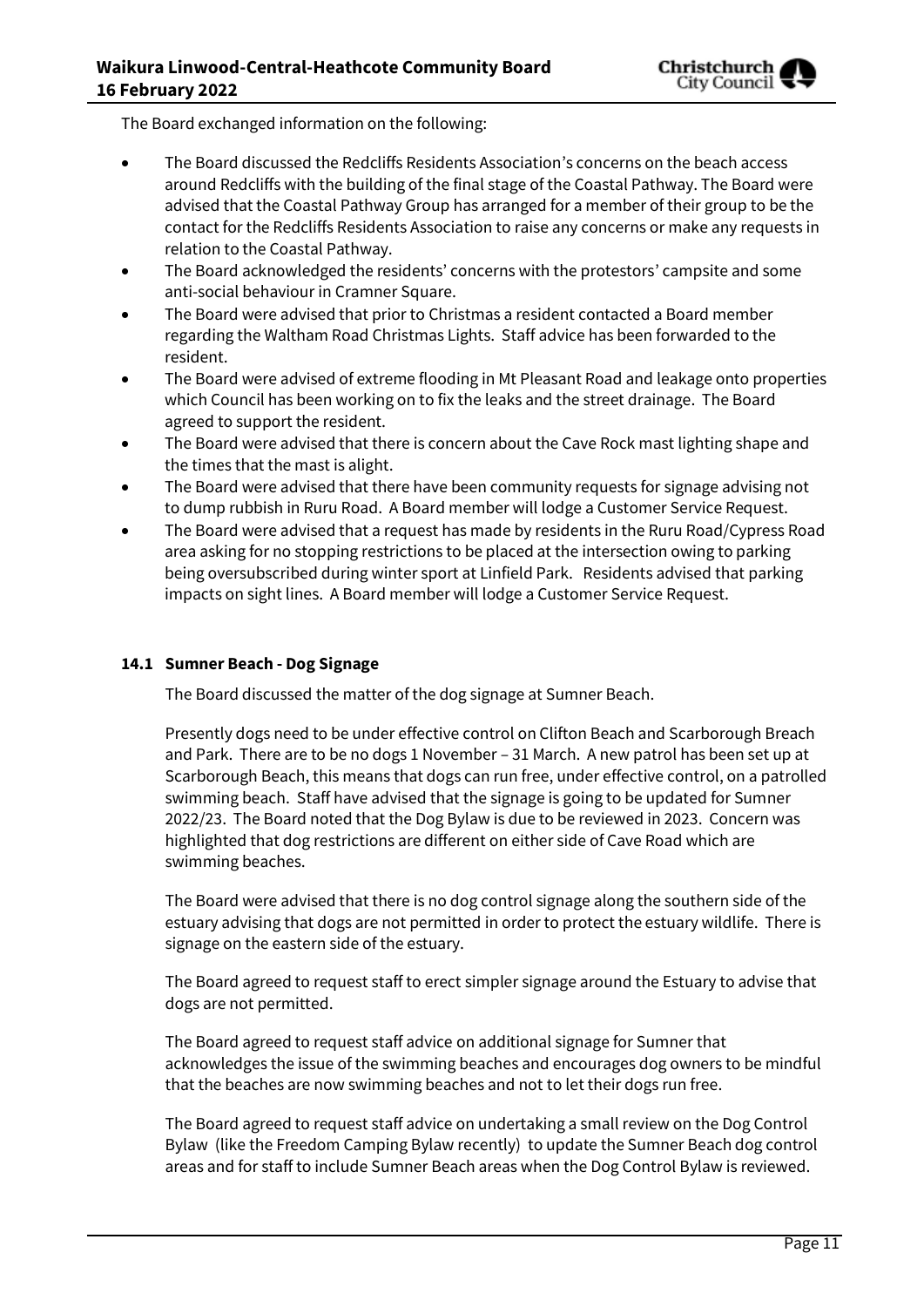The Board exchanged information on the following:

- The Board discussed the Redcliffs Residents Association's concerns on the beach access around Redcliffs with the building of the final stage of the Coastal Pathway. The Board were advised that the Coastal Pathway Group has arranged for a member of their group to be the contact for the Redcliffs Residents Association to raise any concerns or make any requests in relation to the Coastal Pathway.
- The Board acknowledged the residents' concerns with the protestors' campsite and some anti-social behaviour in Cramner Square.
- The Board were advised that prior to Christmas a resident contacted a Board member regarding the Waltham Road Christmas Lights. Staff advice has been forwarded to the resident.
- The Board were advised of extreme flooding in Mt Pleasant Road and leakage onto properties which Council has been working on to fix the leaks and the street drainage. The Board agreed to support the resident.
- The Board were advised that there is concern about the Cave Rock mast lighting shape and the times that the mast is alight.
- The Board were advised that there have been community requests for signage advising not to dump rubbish in Ruru Road. A Board member will lodge a Customer Service Request.
- The Board were advised that a request has made by residents in the Ruru Road/Cypress Road area asking for no stopping restrictions to be placed at the intersection owing to parking being oversubscribed during winter sport at Linfield Park. Residents advised that parking impacts on sight lines. A Board member will lodge a Customer Service Request.

### 14.1 Sumner Beach - Dog Signage

The Board discussed the matter of the dog signage at Sumner Beach.

Presently dogs need to be under effective control on Clifton Beach and Scarborough Breach and Park. There are to be no dogs 1 November – 31 March. A new patrol has been set up at Scarborough Beach, this means that dogs can run free, under effective control, on a patrolled swimming beach. Staff have advised that the signage is going to be updated for Sumner 2022/23. The Board noted that the Dog Bylaw is due to be reviewed in 2023. Concern was highlighted that dog restrictions are different on either side of Cave Road which are swimming beaches.

The Board were advised that there is no dog control signage along the southern side of the estuary advising that dogs are not permitted in order to protect the estuary wildlife. There is signage on the eastern side of the estuary.

The Board agreed to request staff to erect simpler signage around the Estuary to advise that dogs are not permitted.

The Board agreed to request staff advice on additional signage for Sumner that acknowledges the issue of the swimming beaches and encourages dog owners to be mindful that the beaches are now swimming beaches and not to let their dogs run free.

The Board agreed to request staff advice on undertaking a small review on the Dog Control Bylaw (like the Freedom Camping Bylaw recently) to update the Sumner Beach dog control areas and for staff to include Sumner Beach areas when the Dog Control Bylaw is reviewed.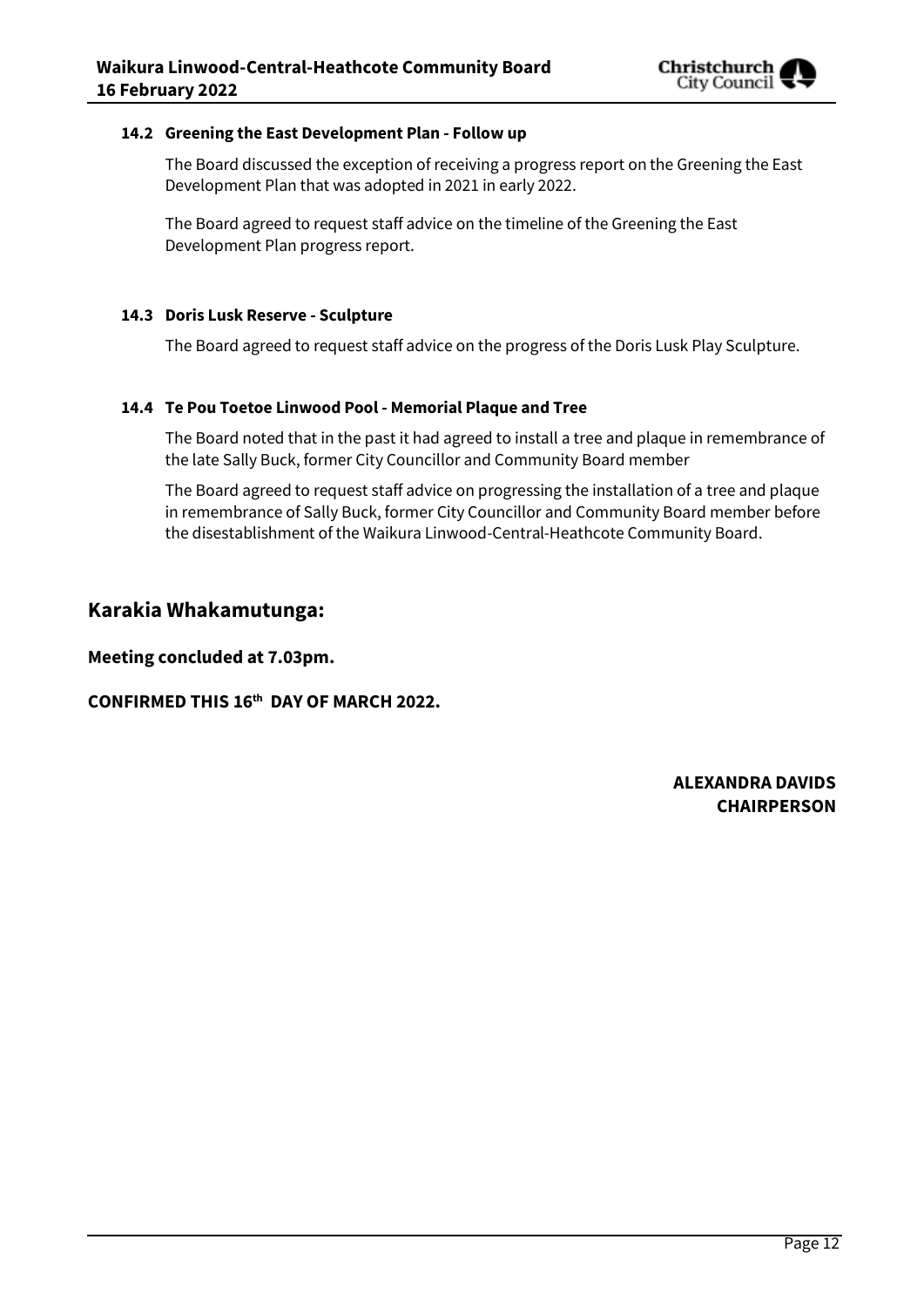### 14.2 Greening the East Development Plan - Follow up

The Board discussed the exception of receiving a progress report on the Greening the East Development Plan that was adopted in 2021 in early 2022.

The Board agreed to request staff advice on the timeline of the Greening the East Development Plan progress report.

### 14.3 Doris Lusk Reserve - Sculpture

The Board agreed to request staff advice on the progress of the Doris Lusk Play Sculpture.

### 14.4 Te Pou Toetoe Linwood Pool - Memorial Plaque and Tree

The Board noted that in the past it had agreed to install a tree and plaque in remembrance of the late Sally Buck, former City Councillor and Community Board member

The Board agreed to request staff advice on progressing the installation of a tree and plaque in remembrance of Sally Buck, former City Councillor and Community Board member before the disestablishment of the Waikura Linwood-Central-Heathcote Community Board.

## Karakia Whakamutunga:

**Meeting concluded at 7.03pm.**

**CONFIRMED THIS 16th DAY OF MARCH 2022.**

**ALEXANDRA DAVIDS**
**CHAIRPERSON**